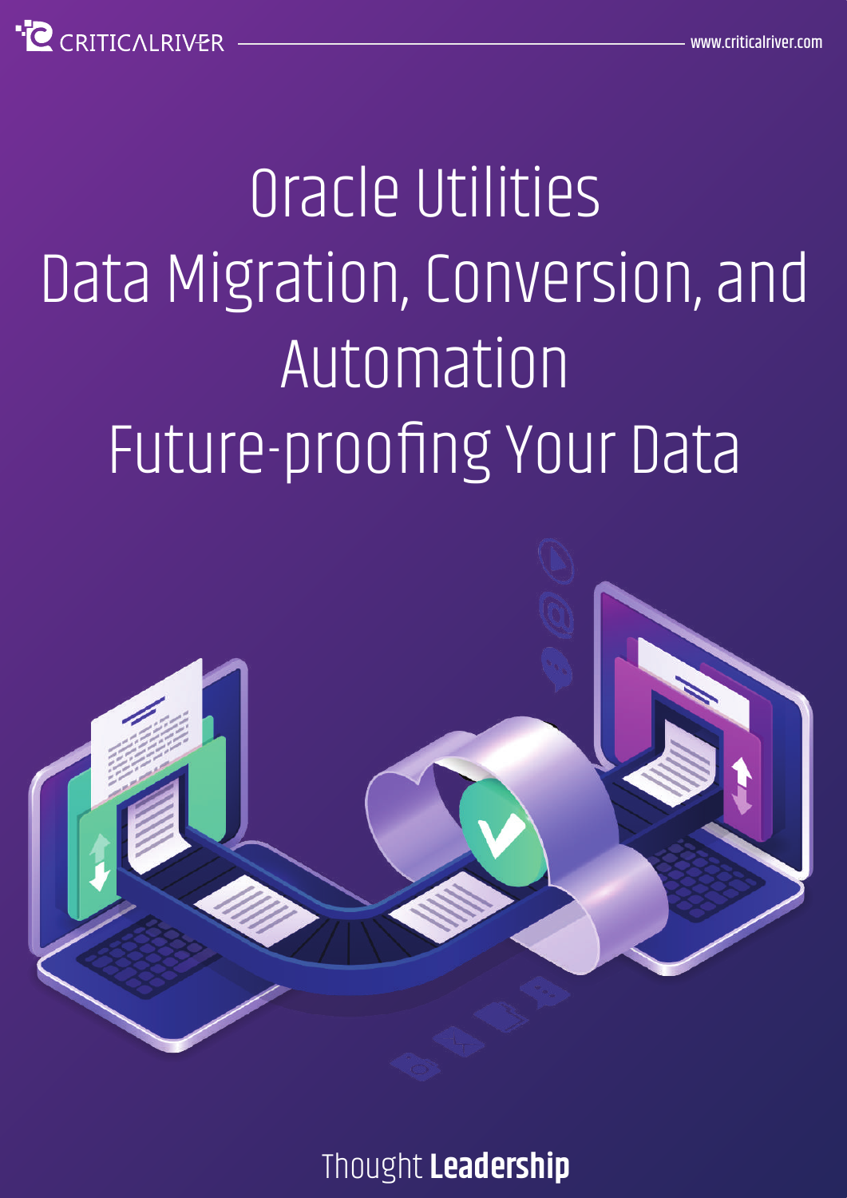# Oracle Utilities Data Migration, Conversion, and Automation Future-proofing Your Data

Thought **Leadership**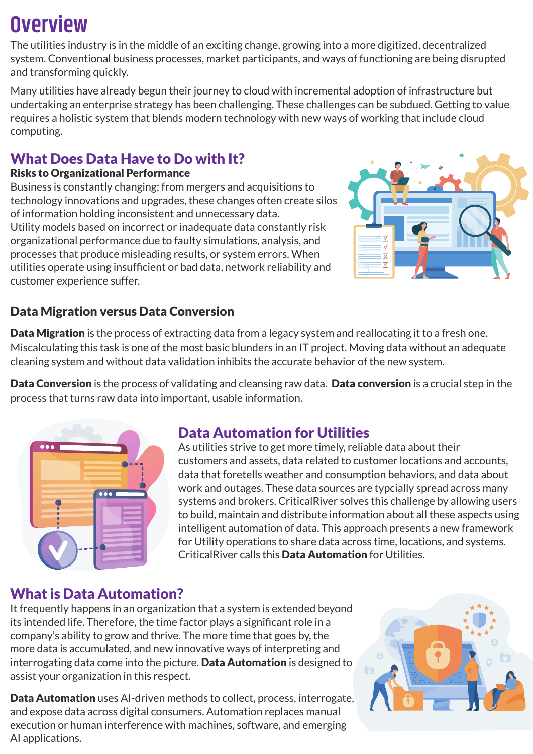# Overview

The utilities industry is in the middle of an exciting change, growing into a more digitized, decentralized system. Conventional business processes, market participants, and ways of functioning are being disrupted and transforming quickly.

Many utilities have already begun their journey to cloud with incremental adoption of infrastructure but undertaking an enterprise strategy has been challenging. These challenges can be subdued. Getting to value requires a holistic system that blends modern technology with new ways of working that include cloud computing.

## What Does Data Have to Do with It?

**Risks to Organizational Performance**

Business is constantly changing; from mergers and acquisitions to technology innovations and upgrades, these changes often create silos of information holding inconsistent and unnecessary data.
Utility models based on incorrect or inadequate data constantly risk organizational performance due to faulty simulations, analysis, and processes that produce misleading results, or system errors. When utilities operate using insufficient or bad data, network reliability and customer experience suffer.

### Data Migration versus Data Conversion

**Data Migration** is the process of extracting data from a legacy system and reallocating it to a fresh one. Miscalculating this task is one of the most basic blunders in an IT project. Moving data without an adequate cleaning system and without data validation inhibits the accurate behavior of the new system.

**Data Conversion** is the process of validating and cleansing raw data. **Data conversion** is a crucial step in the process that turns raw data into important, usable information.

## Data Automation for Utilities

As utilities strive to get more timely, reliable data about their customers and assets, data related to customer locations and accounts, data that foretells weather and consumption behaviors, and data about work and outages. These data sources are typcially spread across many systems and brokers. CriticalRiver solves this challenge by allowing users to build, maintain and distribute information about all these aspects using intelligent automation of data. This approach presents a new framework for Utility operations to share data across time, locations, and systems. CriticalRiver calls this **Data Automation** for Utilities.

## What is Data Automation?

It frequently happens in an organization that a system is extended beyond its intended life. Therefore, the time factor plays a significant role in a company's ability to grow and thrive. The more time that goes by, the more data is accumulated, and new innovative ways of interpreting and interrogating data come into the picture. **Data Automation** is designed to assist your organization in this respect.

**Data Automation** uses AI-driven methods to collect, process, interrogate, and expose data across digital consumers. Automation replaces manual execution or human interference with machines, software, and emerging AI applications.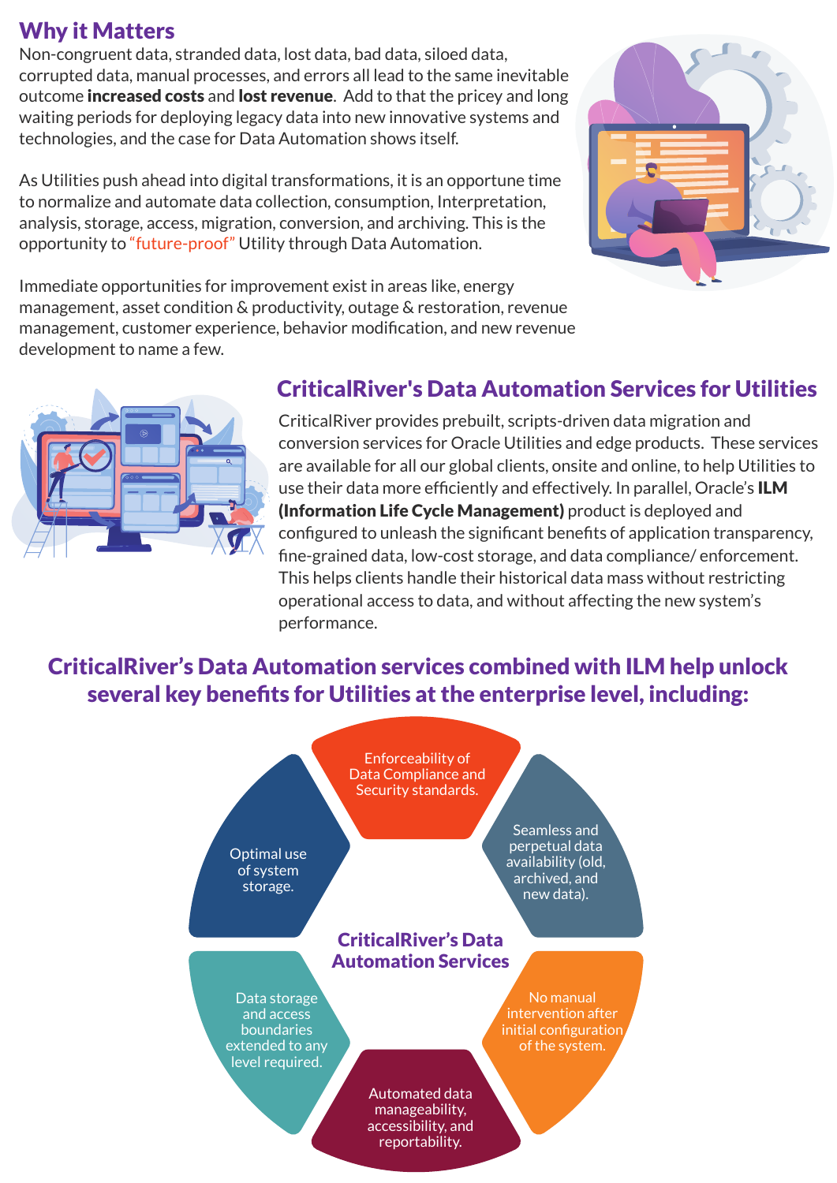## Why it Matters

Non-congruent data, stranded data, lost data, bad data, siloed data, corrupted data, manual processes, and errors all lead to the same inevitable outcome **increased costs** and **lost revenue**. Add to that the pricey and long waiting periods for deploying legacy data into new innovative systems and technologies, and the case for Data Automation shows itself.

As Utilities push ahead into digital transformations, it is an opportune time to normalize and automate data collection, consumption, Interpretation, analysis, storage, access, migration, conversion, and archiving. This is the opportunity to "future-proof" Utility through Data Automation.

Immediate opportunities for improvement exist in areas like, energy management, asset condition & productivity, outage & restoration, revenue management, customer experience, behavior modification, and new revenue development to name a few.

## CriticalRiver's Data Automation Services for Utilities

CriticalRiver provides prebuilt, scripts-driven data migration and conversion services for Oracle Utilities and edge products. These services are available for all our global clients, onsite and online, to help Utilities to use their data more efficiently and effectively. In parallel, Oracle's **ILM (Information Life Cycle Management)** product is deployed and configured to unleash the significant benefits of application transparency, fine-grained data, low-cost storage, and data compliance/ enforcement. This helps clients handle their historical data mass without restricting operational access to data, and without affecting the new system's performance.

## CriticalRiver's Data Automation services combined with ILM help unlock several key benefits for Utilities at the enterprise level, including:

**CriticalRiver's Data Automation Services**

- Enforceability of Data Compliance and Security standards.
- Seamless and perpetual data availability (old, archived, and new data).
- No manual intervention after initial configuration of the system.
- Automated data manageability, accessibility, and reportability.
- Data storage and access boundaries extended to any level required.
- Optimal use of system storage.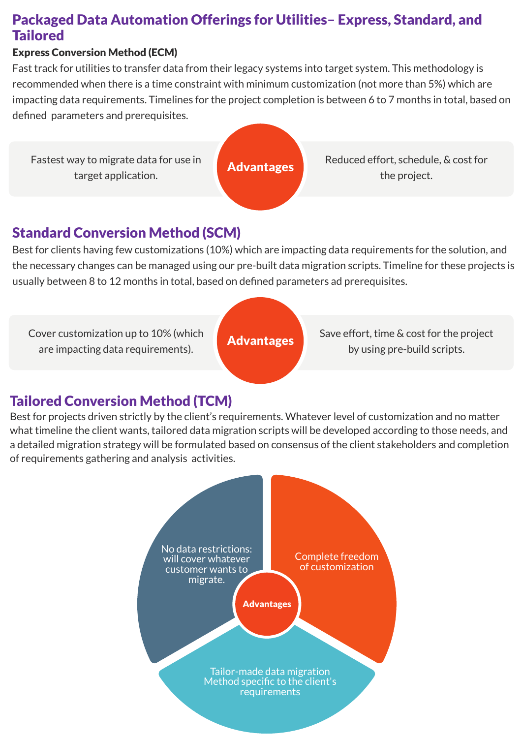# Packaged Data Automation Offerings for Utilities– Express, Standard, and Tailored

**Express Conversion Method (ECM)**

Fast track for utilities to transfer data from their legacy systems into target system. This methodology is recommended when there is a time constraint with minimum customization (not more than 5%) which are impacting data requirements. Timelines for the project completion is between 6 to 7 months in total, based on defined parameters and prerequisites.

**Advantages**

- Fastest way to migrate data for use in target application.
- Reduced effort, schedule, & cost for the project.

## Standard Conversion Method (SCM)

Best for clients having few customizations (10%) which are impacting data requirements for the solution, and the necessary changes can be managed using our pre-built data migration scripts. Timeline for these projects is usually between 8 to 12 months in total, based on defined parameters ad prerequisites.

**Advantages**

- Cover customization up to 10% (which are impacting data requirements).
- Save effort, time & cost for the project by using pre-build scripts.

## Tailored Conversion Method (TCM)

Best for projects driven strictly by the client's requirements. Whatever level of customization and no matter what timeline the client wants, tailored data migration scripts will be developed according to those needs, and a detailed migration strategy will be formulated based on consensus of the client stakeholders and completion of requirements gathering and analysis activities.

**Advantages**

- No data restrictions: will cover whatever customer wants to migrate.
- Complete freedom of customization
- Tailor-made data migration Method specific to the client's requirements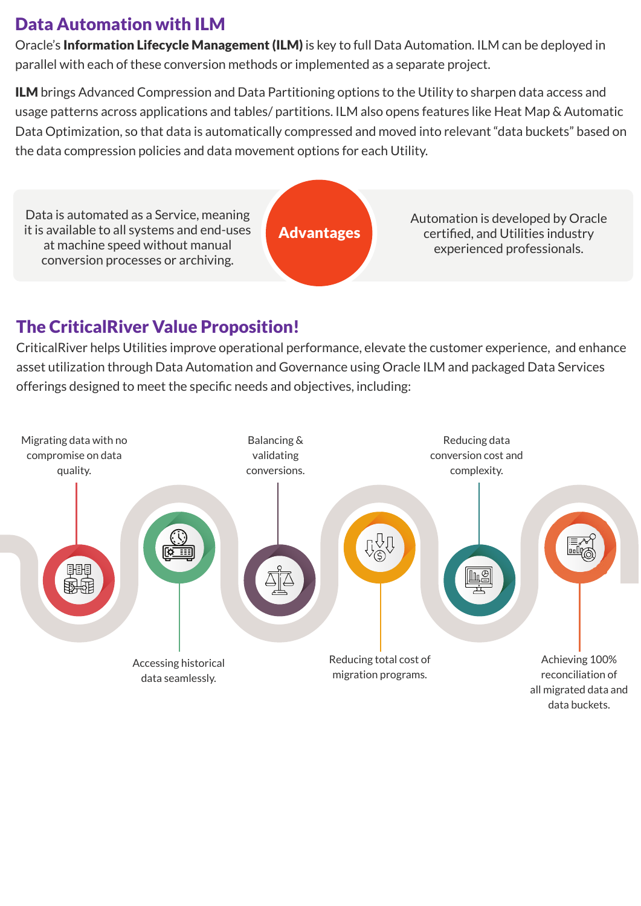## Data Automation with ILM

Oracle's **Information Lifecycle Management (ILM)** is key to full Data Automation. ILM can be deployed in parallel with each of these conversion methods or implemented as a separate project.

**ILM** brings Advanced Compression and Data Partitioning options to the Utility to sharpen data access and usage patterns across applications and tables/ partitions. ILM also opens features like Heat Map & Automatic Data Optimization, so that data is automatically compressed and moved into relevant "data buckets" based on the data compression policies and data movement options for each Utility.

**Advantages**

- Data is automated as a Service, meaning it is available to all systems and end-uses at machine speed without manual conversion processes or archiving.
- Automation is developed by Oracle certified, and Utilities industry experienced professionals.

## The CriticalRiver Value Proposition!

CriticalRiver helps Utilities improve operational performance, elevate the customer experience, and enhance asset utilization through Data Automation and Governance using Oracle ILM and packaged Data Services offerings designed to meet the specific needs and objectives, including:

- Migrating data with no compromise on data quality.
- Accessing historical data seamlessly.
- Balancing & validating conversions.
- Reducing total cost of migration programs.
- Reducing data conversion cost and complexity.
- Achieving 100% reconciliation of all migrated data and data buckets.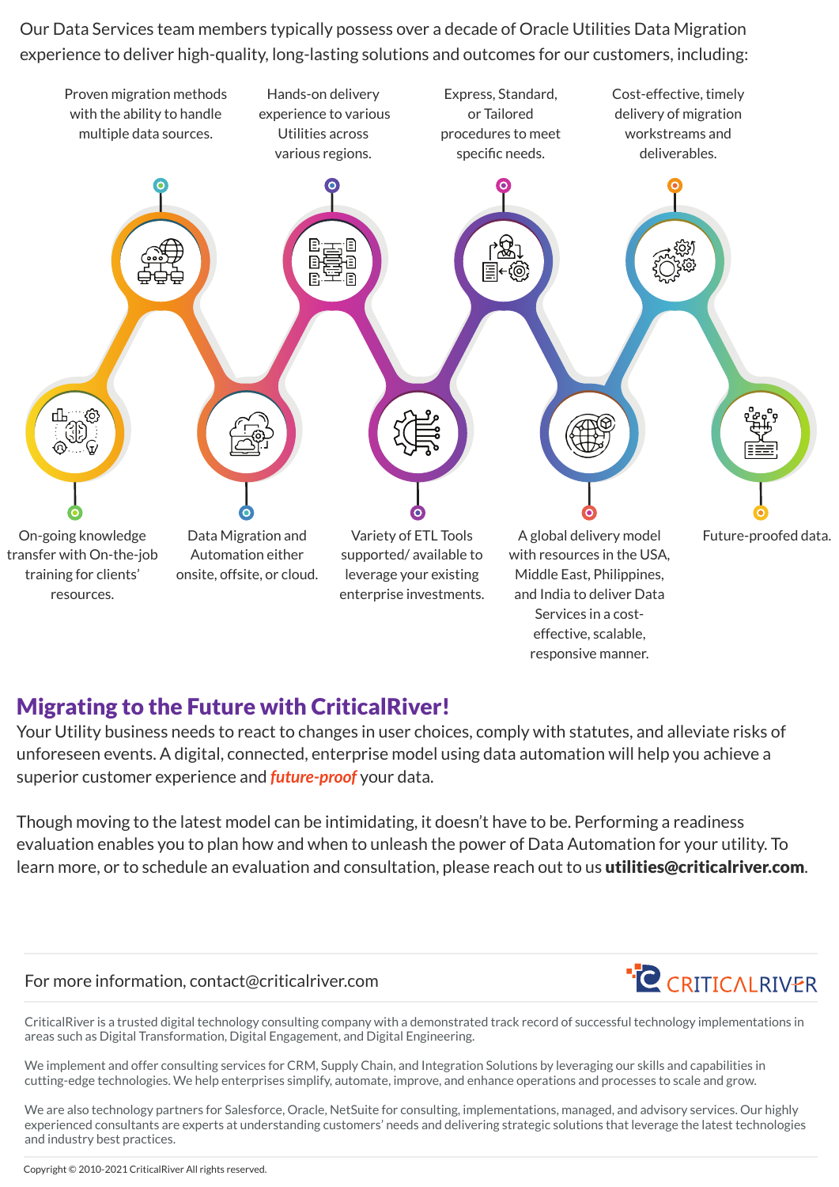Our Data Services team members typically possess over a decade of Oracle Utilities Data Migration experience to deliver high-quality, long-lasting solutions and outcomes for our customers, including:

- On-going knowledge transfer with On-the-job training for clients' resources.
- Proven migration methods with the ability to handle multiple data sources.
- Data Migration and Automation either onsite, offsite, or cloud.
- Hands-on delivery experience to various Utilities across various regions.
- Variety of ETL Tools supported/ available to leverage your existing enterprise investments.
- Express, Standard, or Tailored procedures to meet specific needs.
- A global delivery model with resources in the USA, Middle East, Philippines, and India to deliver Data Services in a cost-effective, scalable, responsive manner.
- Cost-effective, timely delivery of migration workstreams and deliverables.
- Future-proofed data.

## Migrating to the Future with CriticalRiver!

Your Utility business needs to react to changes in user choices, comply with statutes, and alleviate risks of unforeseen events. A digital, connected, enterprise model using data automation will help you achieve a superior customer experience and ***future-proof*** your data.

Though moving to the latest model can be intimidating, it doesn't have to be. Performing a readiness evaluation enables you to plan how and when to unleash the power of Data Automation for your utility. To learn more, or to schedule an evaluation and consultation, please reach out to us **utilities@criticalriver.com**.

For more information, contact@criticalriver.com

CRITICALRIVER

CriticalRiver is a trusted digital technology consulting company with a demonstrated track record of successful technology implementations in areas such as Digital Transformation, Digital Engagement, and Digital Engineering.

We implement and offer consulting services for CRM, Supply Chain, and Integration Solutions by leveraging our skills and capabilities in cutting-edge technologies. We help enterprises simplify, automate, improve, and enhance operations and processes to scale and grow.

We are also technology partners for Salesforce, Oracle, NetSuite for consulting, implementations, managed, and advisory services. Our highly experienced consultants are experts at understanding customers' needs and delivering strategic solutions that leverage the latest technologies and industry best practices.

Copyright © 2010-2021 CriticalRiver All rights reserved.